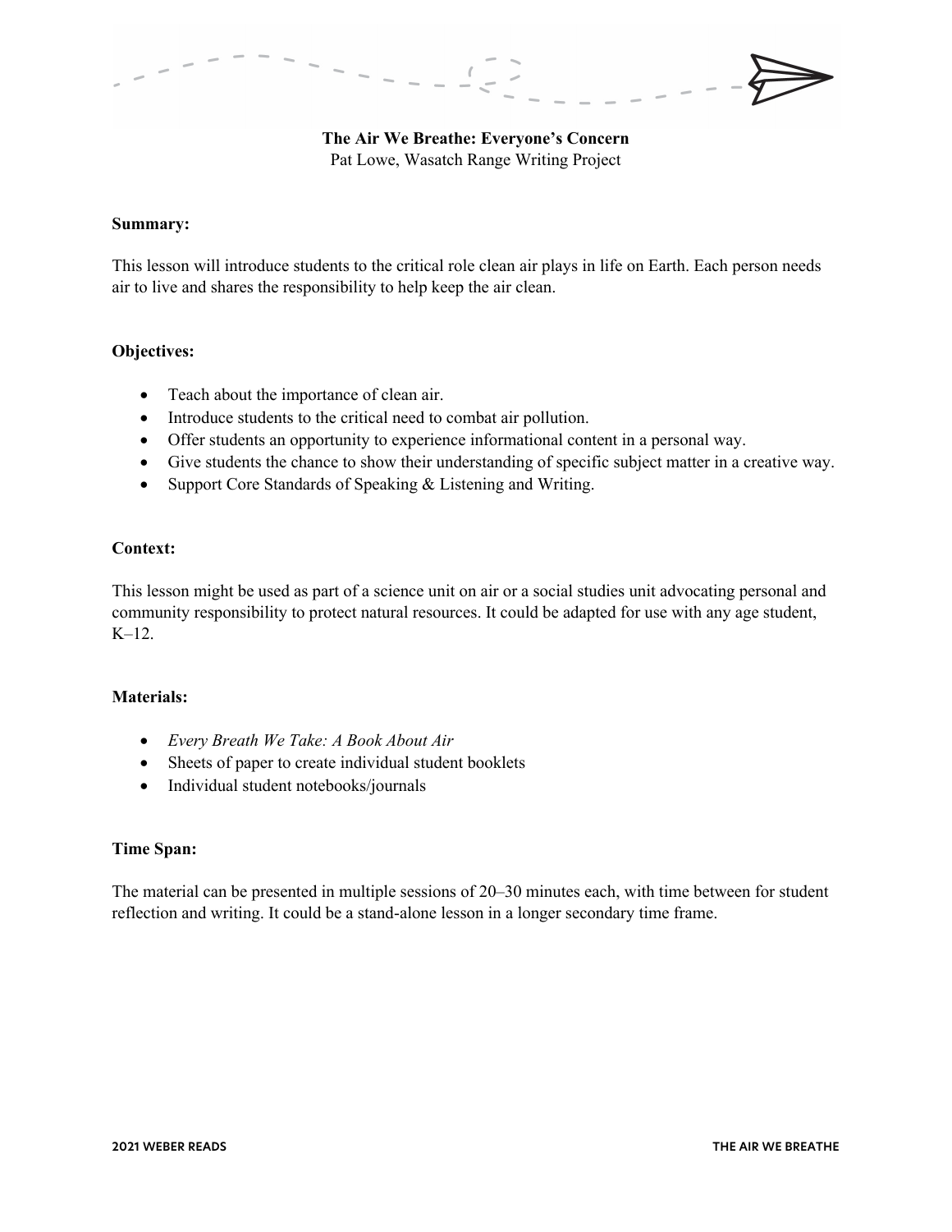# The Air We Breathe: Everyone's Concern

Pat Lowe, Wasatch Range Writing Project

## Summary:

This lesson will introduce students to the critical role clean air plays in life on Earth. Each person needs air to live and shares the responsibility to help keep the air clean.

## Objectives:

- Teach about the importance of clean air.
- Introduce students to the critical need to combat air pollution.
- Offer students an opportunity to experience informational content in a personal way.
- Give students the chance to show their understanding of specific subject matter in a creative way.
- Support Core Standards of Speaking & Listening and Writing.

## Context:

This lesson might be used as part of a science unit on air or a social studies unit advocating personal and community responsibility to protect natural resources. It could be adapted for use with any age student, K–12.

## Materials:

- *Every Breath We Take: A Book About Air*
- Sheets of paper to create individual student booklets
- Individual student notebooks/journals

## Time Span:

The material can be presented in multiple sessions of 20–30 minutes each, with time between for student reflection and writing. It could be a stand-alone lesson in a longer secondary time frame.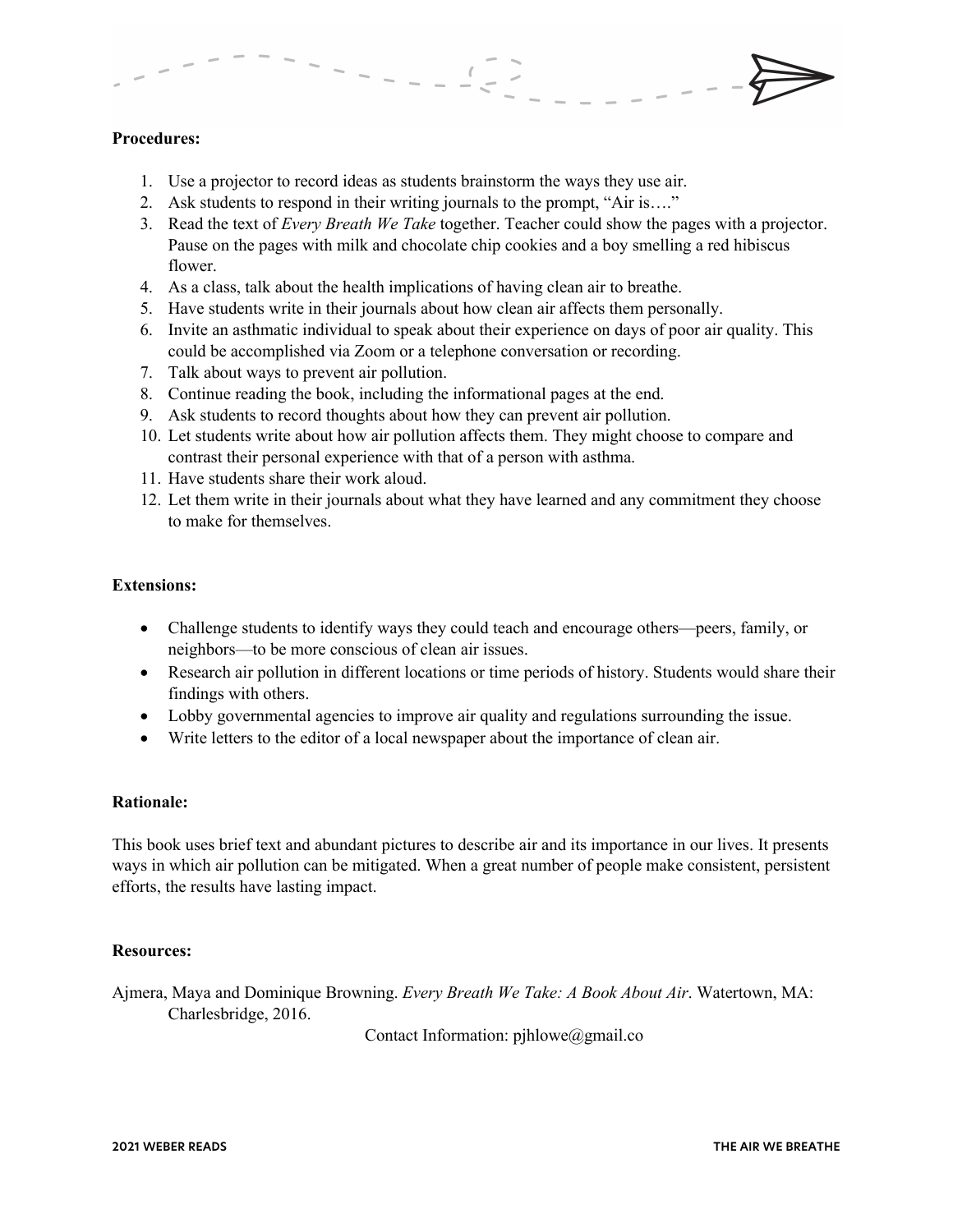**Procedures:**

1. Use a projector to record ideas as students brainstorm the ways they use air.
2. Ask students to respond in their writing journals to the prompt, "Air is…."
3. Read the text of *Every Breath We Take* together. Teacher could show the pages with a projector. Pause on the pages with milk and chocolate chip cookies and a boy smelling a red hibiscus flower.
4. As a class, talk about the health implications of having clean air to breathe.
5. Have students write in their journals about how clean air affects them personally.
6. Invite an asthmatic individual to speak about their experience on days of poor air quality. This could be accomplished via Zoom or a telephone conversation or recording.
7. Talk about ways to prevent air pollution.
8. Continue reading the book, including the informational pages at the end.
9. Ask students to record thoughts about how they can prevent air pollution.
10. Let students write about how air pollution affects them. They might choose to compare and contrast their personal experience with that of a person with asthma.
11. Have students share their work aloud.
12. Let them write in their journals about what they have learned and any commitment they choose to make for themselves.

**Extensions:**

- Challenge students to identify ways they could teach and encourage others—peers, family, or neighbors—to be more conscious of clean air issues.
- Research air pollution in different locations or time periods of history. Students would share their findings with others.
- Lobby governmental agencies to improve air quality and regulations surrounding the issue.
- Write letters to the editor of a local newspaper about the importance of clean air.

**Rationale:**

This book uses brief text and abundant pictures to describe air and its importance in our lives. It presents ways in which air pollution can be mitigated. When a great number of people make consistent, persistent efforts, the results have lasting impact.

**Resources:**

Ajmera, Maya and Dominique Browning. *Every Breath We Take: A Book About Air*. Watertown, MA: Charlesbridge, 2016.

Contact Information: pjhlowe@gmail.co